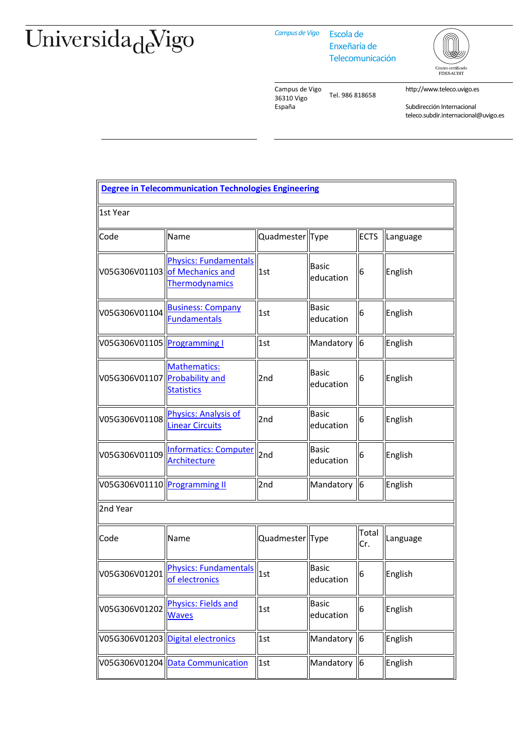Universidade Vigo

*Campus de Vigo*

Escola de Enxeñaría de Telecomunicación

Centro certificado FIDES-AUDIT

Campus de Vigo
36310 Vigo
España

Tel. 986 818658

http://www.teleco.uvigo.es

Subdirección Internacional
teleco.subdir.internacional@uvigo.es

| **Degree in Telecommunication Technologies Engineering** | | | | | |
|---|---|---|---|---|---|
| 1st Year | | | | | |
| Code | Name | Quadmester | Type | ECTS | Language |
| V05G306V01103 | Physics: Fundamentals of Mechanics and Thermodynamics | 1st | Basic education | 6 | English |
| V05G306V01104 | Business: Company Fundamentals | 1st | Basic education | 6 | English |
| V05G306V01105 | Programming I | 1st | Mandatory | 6 | English |
| V05G306V01107 | Mathematics: Probability and Statistics | 2nd | Basic education | 6 | English |
| V05G306V01108 | Physics: Analysis of Linear Circuits | 2nd | Basic education | 6 | English |
| V05G306V01109 | Informatics: Computer Architecture | 2nd | Basic education | 6 | English |
| V05G306V01110 | Programming II | 2nd | Mandatory | 6 | English |
| 2nd Year | | | | | |
| Code | Name | Quadmester | Type | Total Cr. | Language |
| V05G306V01201 | Physics: Fundamentals of electronics | 1st | Basic education | 6 | English |
| V05G306V01202 | Physics: Fields and Waves | 1st | Basic education | 6 | English |
| V05G306V01203 | Digital electronics | 1st | Mandatory | 6 | English |
| V05G306V01204 | Data Communication | 1st | Mandatory | 6 | English |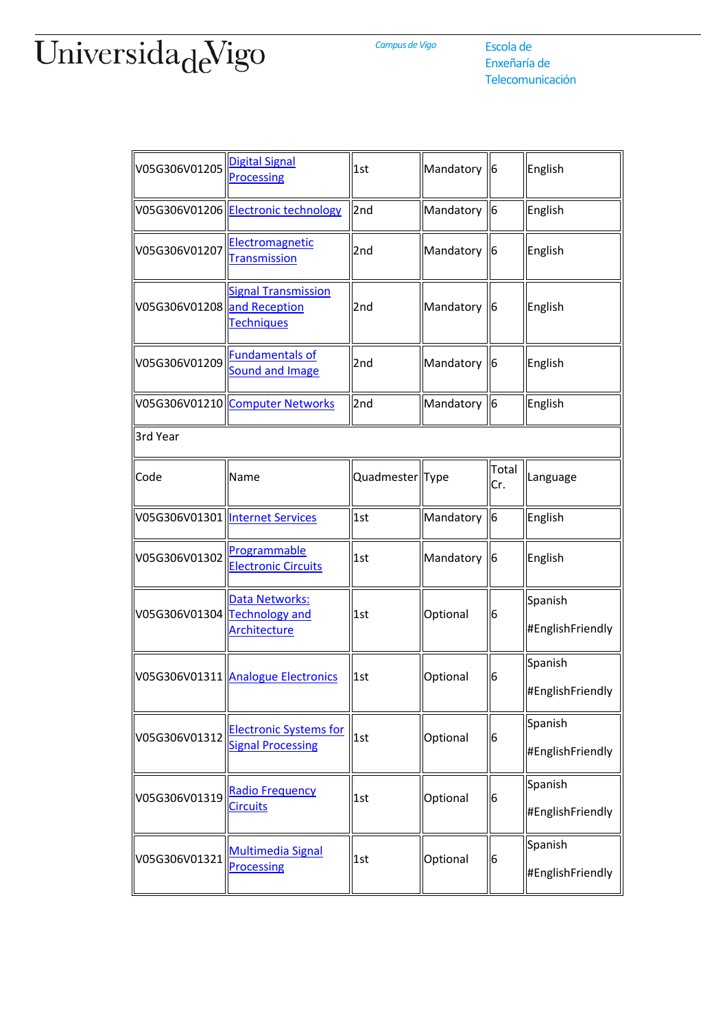| | | | | | |
|---|---|---|---|---|---|
| V05G306V01205 | Digital Signal Processing | 1st | Mandatory | 6 | English |
| V05G306V01206 | Electronic technology | 2nd | Mandatory | 6 | English |
| V05G306V01207 | Electromagnetic Transmission | 2nd | Mandatory | 6 | English |
| V05G306V01208 | Signal Transmission and Reception Techniques | 2nd | Mandatory | 6 | English |
| V05G306V01209 | Fundamentals of Sound and Image | 2nd | Mandatory | 6 | English |
| V05G306V01210 | Computer Networks | 2nd | Mandatory | 6 | English |
| 3rd Year | | | | | |
| Code | Name | Quadmester | Type | Total Cr. | Language |
| V05G306V01301 | Internet Services | 1st | Mandatory | 6 | English |
| V05G306V01302 | Programmable Electronic Circuits | 1st | Mandatory | 6 | English |
| V05G306V01304 | Data Networks: Technology and Architecture | 1st | Optional | 6 | Spanish #EnglishFriendly |
| V05G306V01311 | Analogue Electronics | 1st | Optional | 6 | Spanish #EnglishFriendly |
| V05G306V01312 | Electronic Systems for Signal Processing | 1st | Optional | 6 | Spanish #EnglishFriendly |
| V05G306V01319 | Radio Frequency Circuits | 1st | Optional | 6 | Spanish #EnglishFriendly |
| V05G306V01321 | Multimedia Signal Processing | 1st | Optional | 6 | Spanish #EnglishFriendly |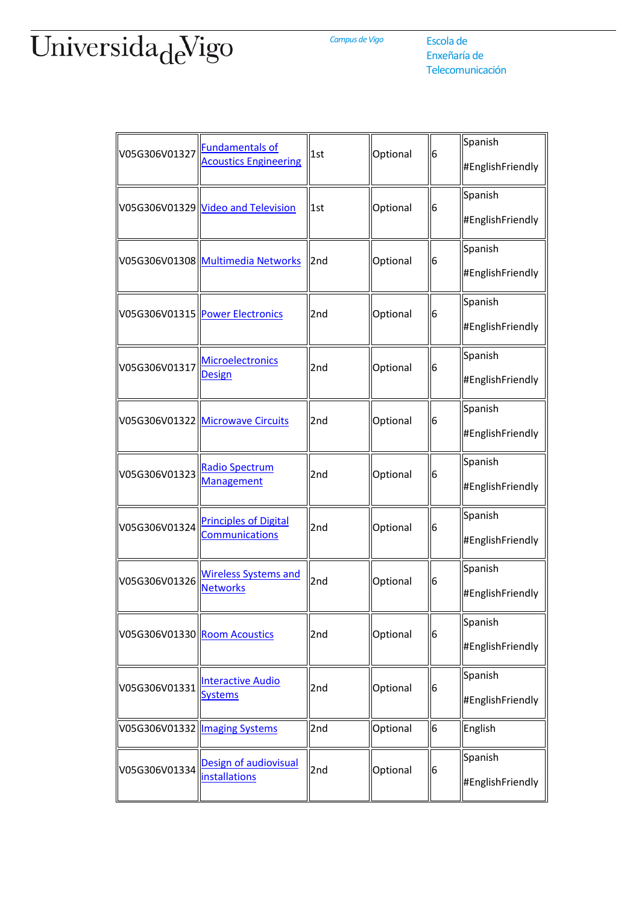| | | | | | |
|---|---|---|---|---|---|
| V05G306V01327 | Fundamentals of Acoustics Engineering | 1st | Optional | 6 | Spanish #EnglishFriendly |
| V05G306V01329 | Video and Television | 1st | Optional | 6 | Spanish #EnglishFriendly |
| V05G306V01308 | Multimedia Networks | 2nd | Optional | 6 | Spanish #EnglishFriendly |
| V05G306V01315 | Power Electronics | 2nd | Optional | 6 | Spanish #EnglishFriendly |
| V05G306V01317 | Microelectronics Design | 2nd | Optional | 6 | Spanish #EnglishFriendly |
| V05G306V01322 | Microwave Circuits | 2nd | Optional | 6 | Spanish #EnglishFriendly |
| V05G306V01323 | Radio Spectrum Management | 2nd | Optional | 6 | Spanish #EnglishFriendly |
| V05G306V01324 | Principles of Digital Communications | 2nd | Optional | 6 | Spanish #EnglishFriendly |
| V05G306V01326 | Wireless Systems and Networks | 2nd | Optional | 6 | Spanish #EnglishFriendly |
| V05G306V01330 | Room Acoustics | 2nd | Optional | 6 | Spanish #EnglishFriendly |
| V05G306V01331 | Interactive Audio Systems | 2nd | Optional | 6 | Spanish #EnglishFriendly |
| V05G306V01332 | Imaging Systems | 2nd | Optional | 6 | English |
| V05G306V01334 | Design of audiovisual installations | 2nd | Optional | 6 | Spanish #EnglishFriendly |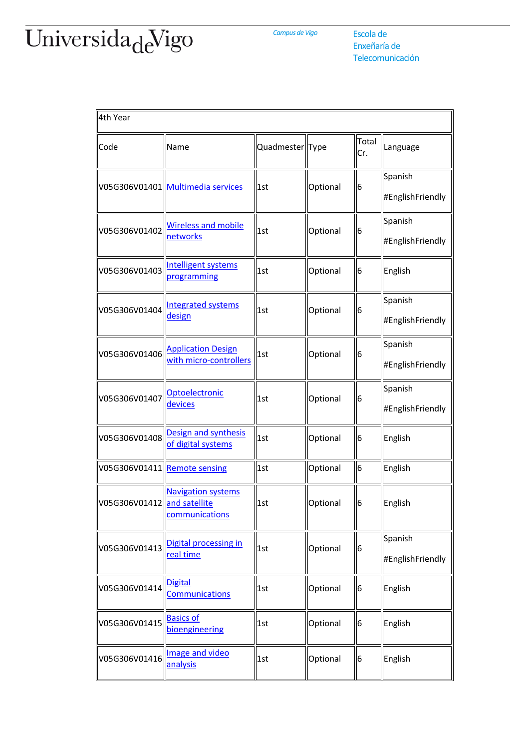| 4th Year | | | | | |
|---|---|---|---|---|---|
| Code | Name | Quadmester | Type | Total Cr. | Language |
| V05G306V01401 | Multimedia services | 1st | Optional | 6 | Spanish #EnglishFriendly |
| V05G306V01402 | Wireless and mobile networks | 1st | Optional | 6 | Spanish #EnglishFriendly |
| V05G306V01403 | Intelligent systems programming | 1st | Optional | 6 | English |
| V05G306V01404 | Integrated systems design | 1st | Optional | 6 | Spanish #EnglishFriendly |
| V05G306V01406 | Application Design with micro-controllers | 1st | Optional | 6 | Spanish #EnglishFriendly |
| V05G306V01407 | Optoelectronic devices | 1st | Optional | 6 | Spanish #EnglishFriendly |
| V05G306V01408 | Design and synthesis of digital systems | 1st | Optional | 6 | English |
| V05G306V01411 | Remote sensing | 1st | Optional | 6 | English |
| V05G306V01412 | Navigation systems and satellite communications | 1st | Optional | 6 | English |
| V05G306V01413 | Digital processing in real time | 1st | Optional | 6 | Spanish #EnglishFriendly |
| V05G306V01414 | Digital Communications | 1st | Optional | 6 | English |
| V05G306V01415 | Basics of bioengineering | 1st | Optional | 6 | English |
| V05G306V01416 | Image and video analysis | 1st | Optional | 6 | English |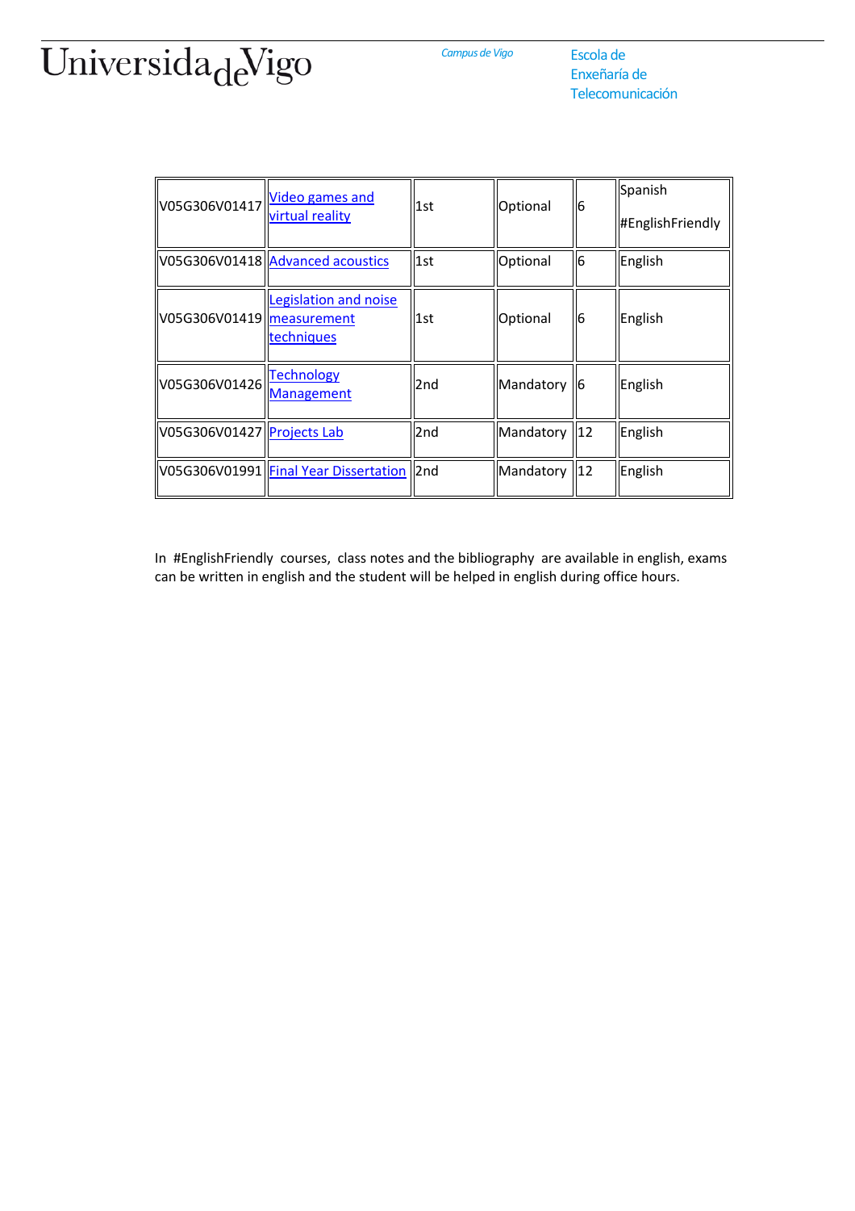| | | | | | |
|---|---|---|---|---|---|
| V05G306V01417 | Video games and virtual reality | 1st | Optional | 6 | Spanish #EnglishFriendly |
| V05G306V01418 | Advanced acoustics | 1st | Optional | 6 | English |
| V05G306V01419 | Legislation and noise measurement techniques | 1st | Optional | 6 | English |
| V05G306V01426 | Technology Management | 2nd | Mandatory | 6 | English |
| V05G306V01427 | Projects Lab | 2nd | Mandatory | 12 | English |
| V05G306V01991 | Final Year Dissertation | 2nd | Mandatory | 12 | English |

In #EnglishFriendly courses, class notes and the bibliography are available in english, exams can be written in english and the student will be helped in english during office hours.